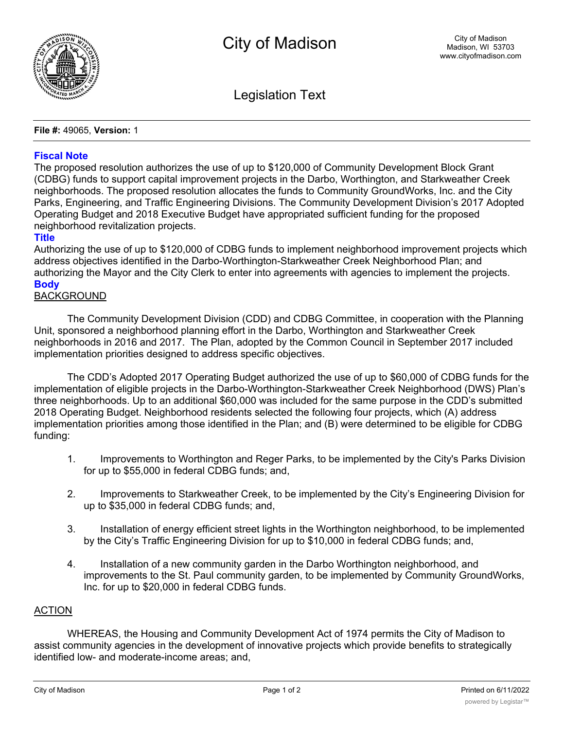# City of Madison

City of Madison
Madison, WI 53703
www.cityofmadison.com

## Legislation Text

**File #:** 49065, **Version:** 1

### Fiscal Note

The proposed resolution authorizes the use of up to $120,000 of Community Development Block Grant (CDBG) funds to support capital improvement projects in the Darbo, Worthington, and Starkweather Creek neighborhoods. The proposed resolution allocates the funds to Community GroundWorks, Inc. and the City Parks, Engineering, and Traffic Engineering Divisions. The Community Development Division's 2017 Adopted Operating Budget and 2018 Executive Budget have appropriated sufficient funding for the proposed neighborhood revitalization projects.

### Title

Authorizing the use of up to $120,000 of CDBG funds to implement neighborhood improvement projects which address objectives identified in the Darbo-Worthington-Starkweather Creek Neighborhood Plan; and authorizing the Mayor and the City Clerk to enter into agreements with agencies to implement the projects.

### Body

BACKGROUND

The Community Development Division (CDD) and CDBG Committee, in cooperation with the Planning Unit, sponsored a neighborhood planning effort in the Darbo, Worthington and Starkweather Creek neighborhoods in 2016 and 2017. The Plan, adopted by the Common Council in September 2017 included implementation priorities designed to address specific objectives.

The CDD's Adopted 2017 Operating Budget authorized the use of up to $60,000 of CDBG funds for the implementation of eligible projects in the Darbo-Worthington-Starkweather Creek Neighborhood (DWS) Plan's three neighborhoods. Up to an additional $60,000 was included for the same purpose in the CDD's submitted 2018 Operating Budget. Neighborhood residents selected the following four projects, which (A) address implementation priorities among those identified in the Plan; and (B) were determined to be eligible for CDBG funding:

1. Improvements to Worthington and Reger Parks, to be implemented by the City's Parks Division for up to $55,000 in federal CDBG funds; and,

2. Improvements to Starkweather Creek, to be implemented by the City's Engineering Division for up to $35,000 in federal CDBG funds; and,

3. Installation of energy efficient street lights in the Worthington neighborhood, to be implemented by the City's Traffic Engineering Division for up to $10,000 in federal CDBG funds; and,

4. Installation of a new community garden in the Darbo Worthington neighborhood, and improvements to the St. Paul community garden, to be implemented by Community GroundWorks, Inc. for up to $20,000 in federal CDBG funds.

ACTION

WHEREAS, the Housing and Community Development Act of 1974 permits the City of Madison to assist community agencies in the development of innovative projects which provide benefits to strategically identified low- and moderate-income areas; and,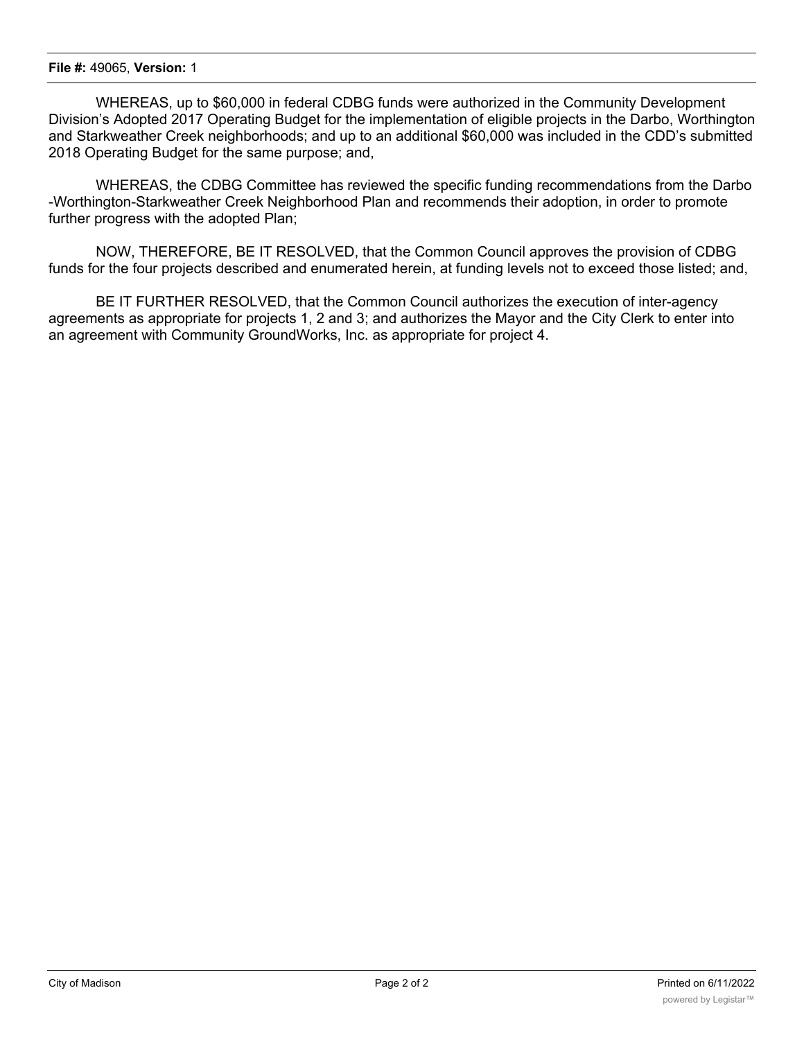WHEREAS, up to $60,000 in federal CDBG funds were authorized in the Community Development Division's Adopted 2017 Operating Budget for the implementation of eligible projects in the Darbo, Worthington and Starkweather Creek neighborhoods; and up to an additional $60,000 was included in the CDD's submitted 2018 Operating Budget for the same purpose; and,

WHEREAS, the CDBG Committee has reviewed the specific funding recommendations from the Darbo-Worthington-Starkweather Creek Neighborhood Plan and recommends their adoption, in order to promote further progress with the adopted Plan;

NOW, THEREFORE, BE IT RESOLVED, that the Common Council approves the provision of CDBG funds for the four projects described and enumerated herein, at funding levels not to exceed those listed; and,

BE IT FURTHER RESOLVED, that the Common Council authorizes the execution of inter-agency agreements as appropriate for projects 1, 2 and 3; and authorizes the Mayor and the City Clerk to enter into an agreement with Community GroundWorks, Inc. as appropriate for project 4.